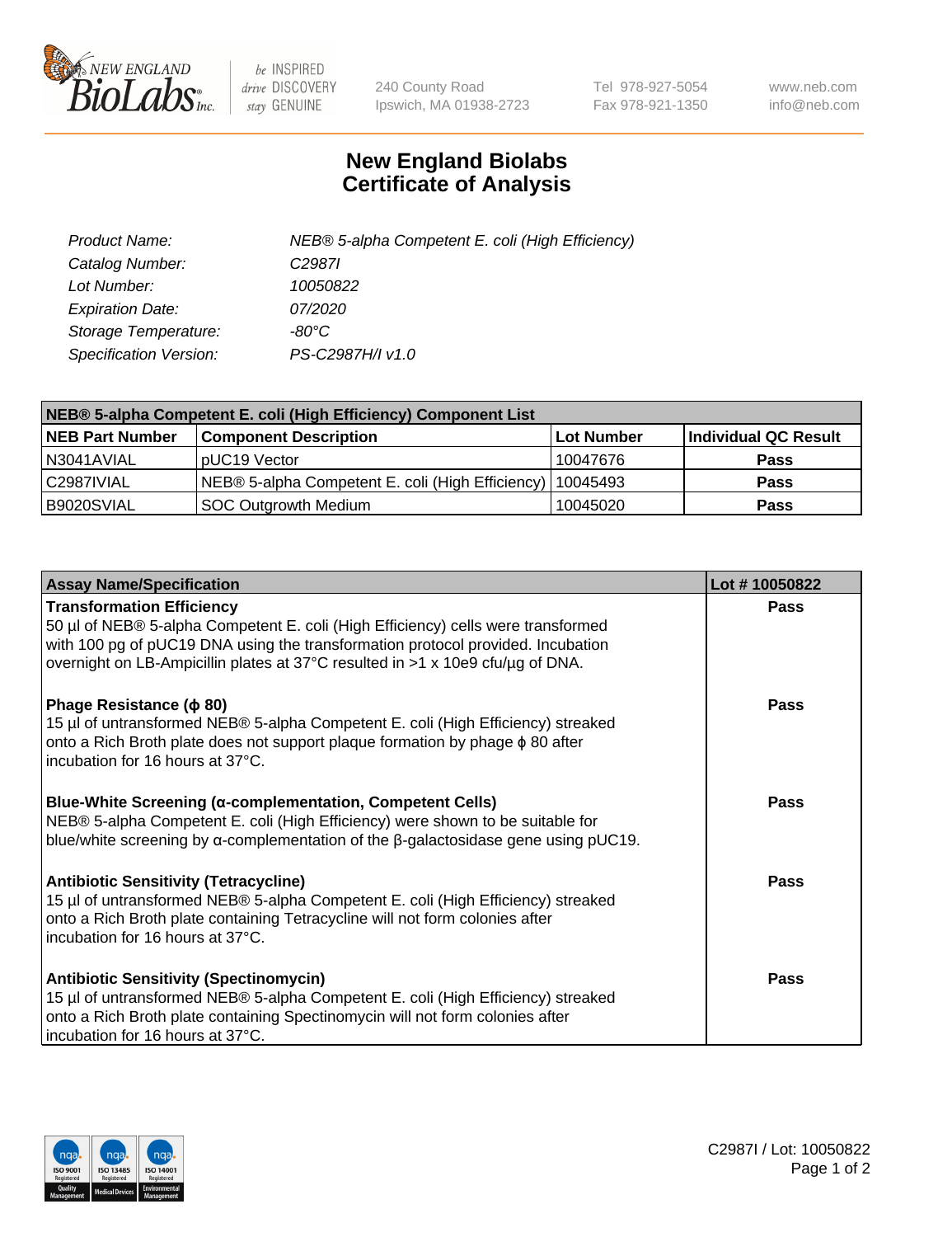# New England Biolabs Certificate of Analysis

| | |
|---|---|
| Product Name: | NEB® 5-alpha Competent E. coli (High Efficiency) |
| Catalog Number: | C2987I |
| Lot Number: | 10050822 |
| Expiration Date: | 07/2020 |
| Storage Temperature: | -80°C |
| Specification Version: | PS-C2987H/I v1.0 |

| NEB® 5-alpha Competent E. coli (High Efficiency) Component List | | | |
|---|---|---|---|
| **NEB Part Number** | **Component Description** | **Lot Number** | **Individual QC Result** |
| N3041AVIAL | pUC19 Vector | 10047676 | **Pass** |
| C2987IVIAL | NEB® 5-alpha Competent E. coli (High Efficiency) | 10045493 | **Pass** |
| B9020SVIAL | SOC Outgrowth Medium | 10045020 | **Pass** |

| Assay Name/Specification | Lot # 10050822 |
|---|---|
| **Transformation Efficiency**<br>50 µl of NEB® 5-alpha Competent E. coli (High Efficiency) cells were transformed with 100 pg of pUC19 DNA using the transformation protocol provided. Incubation overnight on LB-Ampicillin plates at 37°C resulted in >1 x 10e9 cfu/µg of DNA. | **Pass** |
| **Phage Resistance (ϕ 80)**<br>15 µl of untransformed NEB® 5-alpha Competent E. coli (High Efficiency) streaked onto a Rich Broth plate does not support plaque formation by phage ϕ 80 after incubation for 16 hours at 37°C. | **Pass** |
| **Blue-White Screening (α-complementation, Competent Cells)**<br>NEB® 5-alpha Competent E. coli (High Efficiency) were shown to be suitable for blue/white screening by α-complementation of the β-galactosidase gene using pUC19. | **Pass** |
| **Antibiotic Sensitivity (Tetracycline)**<br>15 µl of untransformed NEB® 5-alpha Competent E. coli (High Efficiency) streaked onto a Rich Broth plate containing Tetracycline will not form colonies after incubation for 16 hours at 37°C. | **Pass** |
| **Antibiotic Sensitivity (Spectinomycin)**<br>15 µl of untransformed NEB® 5-alpha Competent E. coli (High Efficiency) streaked onto a Rich Broth plate containing Spectinomycin will not form colonies after incubation for 16 hours at 37°C. | **Pass** |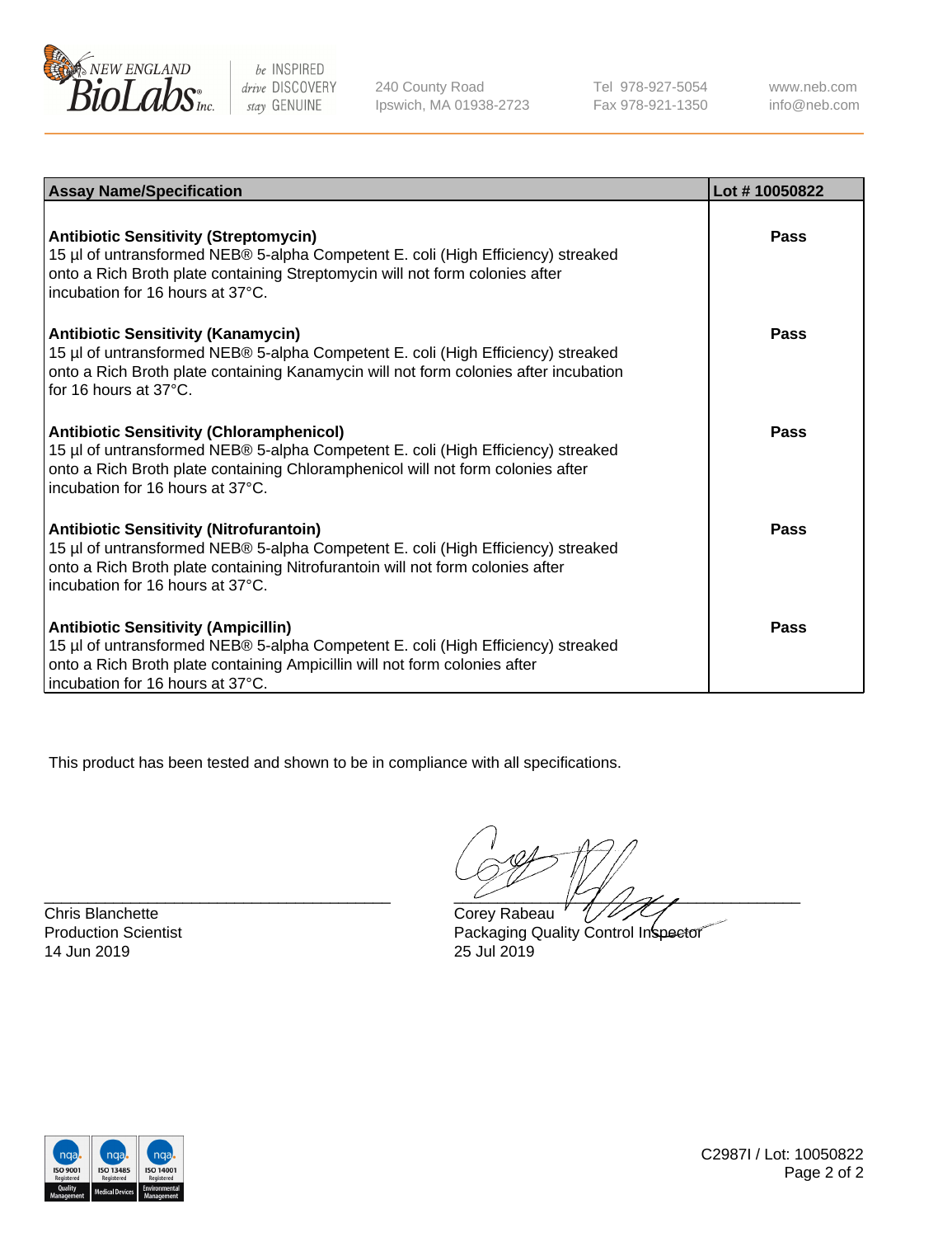| Assay Name/Specification | Lot # 10050822 |
|---|---|
| **Antibiotic Sensitivity (Streptomycin)**<br>15 µl of untransformed NEB® 5-alpha Competent E. coli (High Efficiency) streaked onto a Rich Broth plate containing Streptomycin will not form colonies after incubation for 16 hours at 37°C. | **Pass** |
| **Antibiotic Sensitivity (Kanamycin)**<br>15 µl of untransformed NEB® 5-alpha Competent E. coli (High Efficiency) streaked onto a Rich Broth plate containing Kanamycin will not form colonies after incubation for 16 hours at 37°C. | **Pass** |
| **Antibiotic Sensitivity (Chloramphenicol)**<br>15 µl of untransformed NEB® 5-alpha Competent E. coli (High Efficiency) streaked onto a Rich Broth plate containing Chloramphenicol will not form colonies after incubation for 16 hours at 37°C. | **Pass** |
| **Antibiotic Sensitivity (Nitrofurantoin)**<br>15 µl of untransformed NEB® 5-alpha Competent E. coli (High Efficiency) streaked onto a Rich Broth plate containing Nitrofurantoin will not form colonies after incubation for 16 hours at 37°C. | **Pass** |
| **Antibiotic Sensitivity (Ampicillin)**<br>15 µl of untransformed NEB® 5-alpha Competent E. coli (High Efficiency) streaked onto a Rich Broth plate containing Ampicillin will not form colonies after incubation for 16 hours at 37°C. | **Pass** |

This product has been tested and shown to be in compliance with all specifications.

Chris Blanchette
Production Scientist
14 Jun 2019

Corey Rabeau
Packaging Quality Control Inspector
25 Jul 2019

C2987I / Lot: 10050822